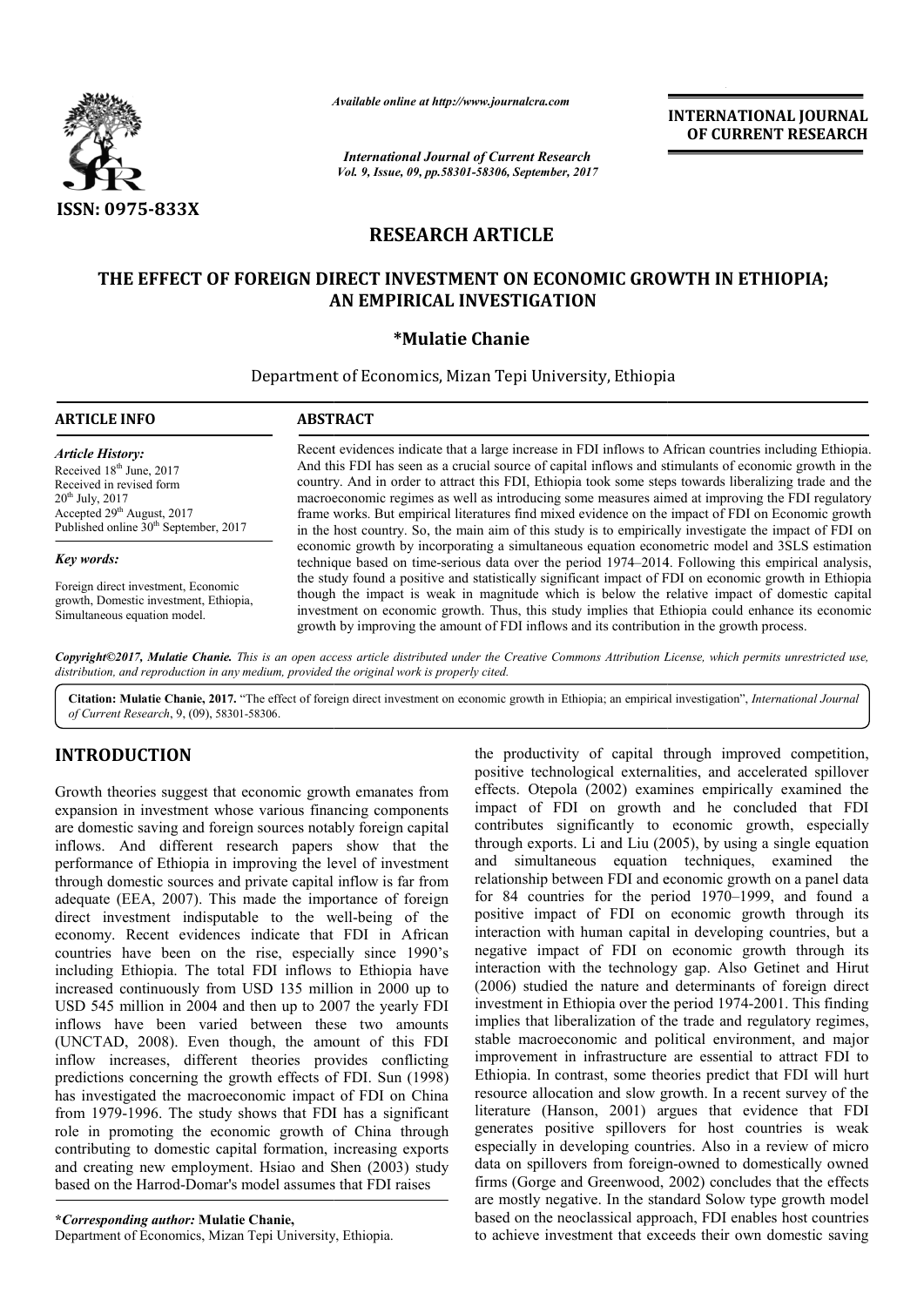# RESEARCH ARTICLE

## THE EFFECT OF FOREIGN DIRECT INVESTMENT ON ECONOMIC GROWTH IN ETHIOPIA; AN EMPIRICAL INVESTIGATION

**\*Mulatie Chanie**

Department of Economics, Mizan Tepi University, Ethiopia

**ARTICLE INFO**

*Article History:*

Received 18th June, 2017
Received in revised form 20th July, 2017
Accepted 29th August, 2017
Published online 30th September, 2017

*Key words:*

Foreign direct investment, Economic growth, Domestic investment, Ethiopia, Simultaneous equation model.

**ABSTRACT**

Recent evidences indicate that a large increase in FDI inflows to African countries including Ethiopia. And this FDI has seen as a crucial source of capital inflows and stimulants of economic growth in the country. And in order to attract this FDI, Ethiopia took some steps towards liberalizing trade and the macroeconomic regimes as well as introducing some measures aimed at improving the FDI regulatory frame works. But empirical literatures find mixed evidence on the impact of FDI on Economic growth in the host country. So, the main aim of this study is to empirically investigate the impact of FDI on economic growth by incorporating a simultaneous equation econometric model and 3SLS estimation technique based on time-serious data over the period 1974–2014. Following this empirical analysis, the study found a positive and statistically significant impact of FDI on economic growth in Ethiopia though the impact is weak in magnitude which is below the relative impact of domestic capital investment on economic growth. Thus, this study implies that Ethiopia could enhance its economic growth by improving the amount of FDI inflows and its contribution in the growth process.

*Copyright©2017, Mulatie Chanie. This is an open access article distributed under the Creative Commons Attribution License, which permits unrestricted use, distribution, and reproduction in any medium, provided the original work is properly cited.*

**Citation: Mulatie Chanie, 2017.** "The effect of foreign direct investment on economic growth in Ethiopia; an empirical investigation", *International Journal of Current Research*, 9, (09), 58301-58306.

# INTRODUCTION

Growth theories suggest that economic growth emanates from expansion in investment whose various financing components are domestic saving and foreign sources notably foreign capital inflows. And different research papers show that the performance of Ethiopia in improving the level of investment through domestic sources and private capital inflow is far from adequate (EEA, 2007). This made the importance of foreign direct investment indisputable to the well-being of the economy. Recent evidences indicate that FDI in African countries have been on the rise, especially since 1990's including Ethiopia. The total FDI inflows to Ethiopia have increased continuously from USD 135 million in 2000 up to USD 545 million in 2004 and then up to 2007 the yearly FDI inflows have been varied between these two amounts (UNCTAD, 2008). Even though, the amount of this FDI inflow increases, different theories provides conflicting predictions concerning the growth effects of FDI. Sun (1998) has investigated the macroeconomic impact of FDI on China from 1979-1996. The study shows that FDI has a significant role in promoting the economic growth of China through contributing to domestic capital formation, increasing exports and creating new employment. Hsiao and Shen (2003) study based on the Harrod-Domar's model assumes that FDI raises the productivity of capital through improved competition, positive technological externalities, and accelerated spillover effects. Otepola (2002) examines empirically examined the impact of FDI on growth and he concluded that FDI contributes significantly to economic growth, especially through exports. Li and Liu (2005), by using a single equation and simultaneous equation techniques, examined the relationship between FDI and economic growth on a panel data for 84 countries for the period 1970–1999, and found a positive impact of FDI on economic growth through its interaction with human capital in developing countries, but a negative impact of FDI on economic growth through its interaction with the technology gap. Also Getinet and Hirut (2006) studied the nature and determinants of foreign direct investment in Ethiopia over the period 1974-2001. This finding implies that liberalization of the trade and regulatory regimes, stable macroeconomic and political environment, and major improvement in infrastructure are essential to attract FDI to Ethiopia. In contrast, some theories predict that FDI will hurt resource allocation and slow growth. In a recent survey of the literature (Hanson, 2001) argues that evidence that FDI generates positive spillovers for host countries is weak especially in developing countries. Also in a review of micro data on spillovers from foreign-owned to domestically owned firms (Gorge and Greenwood, 2002) concludes that the effects are mostly negative. In the standard Solow type growth model based on the neoclassical approach, FDI enables host countries to achieve investment that exceeds their own domestic saving

**\*Corresponding author: Mulatie Chanie,**
Department of Economics, Mizan Tepi University, Ethiopia.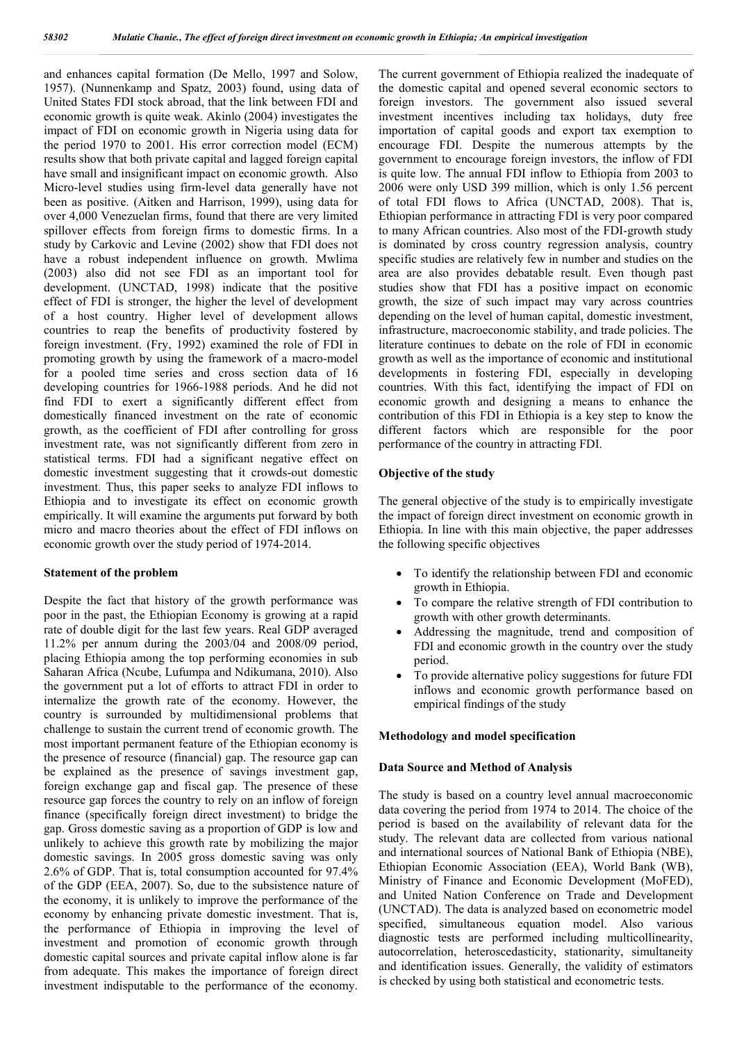and enhances capital formation (De Mello, 1997 and Solow, 1957). (Nunnenkamp and Spatz, 2003) found, using data of United States FDI stock abroad, that the link between FDI and economic growth is quite weak. Akinlo (2004) investigates the impact of FDI on economic growth in Nigeria using data for the period 1970 to 2001. His error correction model (ECM) results show that both private capital and lagged foreign capital have small and insignificant impact on economic growth. Also Micro-level studies using firm-level data generally have not been as positive. (Aitken and Harrison, 1999), using data for over 4,000 Venezuelan firms, found that there are very limited spillover effects from foreign firms to domestic firms. In a study by Carkovic and Levine (2002) show that FDI does not have a robust independent influence on growth. Mwlima (2003) also did not see FDI as an important tool for development. (UNCTAD, 1998) indicate that the positive effect of FDI is stronger, the higher the level of development of a host country. Higher level of development allows countries to reap the benefits of productivity fostered by foreign investment. (Fry, 1992) examined the role of FDI in promoting growth by using the framework of a macro-model for a pooled time series and cross section data of 16 developing countries for 1966-1988 periods. And he did not find FDI to exert a significantly different effect from domestically financed investment on the rate of economic growth, as the coefficient of FDI after controlling for gross investment rate, was not significantly different from zero in statistical terms. FDI had a significant negative effect on domestic investment suggesting that it crowds-out domestic investment. Thus, this paper seeks to analyze FDI inflows to Ethiopia and to investigate its effect on economic growth empirically. It will examine the arguments put forward by both micro and macro theories about the effect of FDI inflows on economic growth over the study period of 1974-2014.

## Statement of the problem

Despite the fact that history of the growth performance was poor in the past, the Ethiopian Economy is growing at a rapid rate of double digit for the last few years. Real GDP averaged 11.2% per annum during the 2003/04 and 2008/09 period, placing Ethiopia among the top performing economies in sub Saharan Africa (Ncube, Lufumpa and Ndikumana, 2010). Also the government put a lot of efforts to attract FDI in order to internalize the growth rate of the economy. However, the country is surrounded by multidimensional problems that challenge to sustain the current trend of economic growth. The most important permanent feature of the Ethiopian economy is the presence of resource (financial) gap. The resource gap can be explained as the presence of savings investment gap, foreign exchange gap and fiscal gap. The presence of these resource gap forces the country to rely on an inflow of foreign finance (specifically foreign direct investment) to bridge the gap. Gross domestic saving as a proportion of GDP is low and unlikely to achieve this growth rate by mobilizing the major domestic savings. In 2005 gross domestic saving was only 2.6% of GDP. That is, total consumption accounted for 97.4% of the GDP (EEA, 2007). So, due to the subsistence nature of the economy, it is unlikely to improve the performance of the economy by enhancing private domestic investment. That is, the performance of Ethiopia in improving the level of investment and promotion of economic growth through domestic capital sources and private capital inflow alone is far from adequate. This makes the importance of foreign direct investment indisputable to the performance of the economy. The current government of Ethiopia realized the inadequate of the domestic capital and opened several economic sectors to foreign investors. The government also issued several investment incentives including tax holidays, duty free importation of capital goods and export tax exemption to encourage FDI. Despite the numerous attempts by the government to encourage foreign investors, the inflow of FDI is quite low. The annual FDI inflow to Ethiopia from 2003 to 2006 were only USD 399 million, which is only 1.56 percent of total FDI flows to Africa (UNCTAD, 2008). That is, Ethiopian performance in attracting FDI is very poor compared to many African countries. Also most of the FDI-growth study is dominated by cross country regression analysis, country specific studies are relatively few in number and studies on the area are also provides debatable result. Even though past studies show that FDI has a positive impact on economic growth, the size of such impact may vary across countries depending on the level of human capital, domestic investment, infrastructure, macroeconomic stability, and trade policies. The literature continues to debate on the role of FDI in economic growth as well as the importance of economic and institutional developments in fostering FDI, especially in developing countries. With this fact, identifying the impact of FDI on economic growth and designing a means to enhance the contribution of this FDI in Ethiopia is a key step to know the different factors which are responsible for the poor performance of the country in attracting FDI.

## Objective of the study

The general objective of the study is to empirically investigate the impact of foreign direct investment on economic growth in Ethiopia. In line with this main objective, the paper addresses the following specific objectives

- To identify the relationship between FDI and economic growth in Ethiopia.
- To compare the relative strength of FDI contribution to growth with other growth determinants.
- Addressing the magnitude, trend and composition of FDI and economic growth in the country over the study period.
- To provide alternative policy suggestions for future FDI inflows and economic growth performance based on empirical findings of the study

## Methodology and model specification

### Data Source and Method of Analysis

The study is based on a country level annual macroeconomic data covering the period from 1974 to 2014. The choice of the period is based on the availability of relevant data for the study. The relevant data are collected from various national and international sources of National Bank of Ethiopia (NBE), Ethiopian Economic Association (EEA), World Bank (WB), Ministry of Finance and Economic Development (MoFED), and United Nation Conference on Trade and Development (UNCTAD). The data is analyzed based on econometric model specified, simultaneous equation model. Also various diagnostic tests are performed including multicollinearity, autocorrelation, heteroscedasticity, stationarity, simultaneity and identification issues. Generally, the validity of estimators is checked by using both statistical and econometric tests.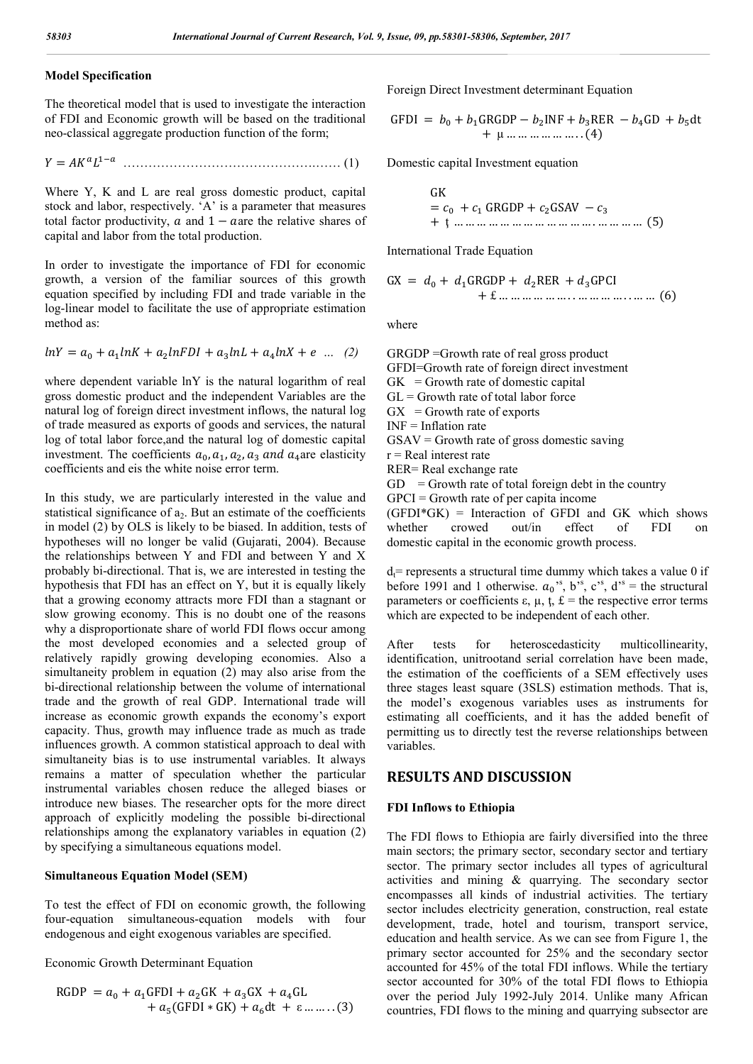### Model Specification

The theoretical model that is used to investigate the interaction of FDI and Economic growth will be based on the traditional neo-classical aggregate production function of the form;

$$Y = AK^{a}L^{1-a} \quad \ldots\ldots\ldots\ldots\ldots\ldots\ldots\ldots\ldots\ldots\ldots\ldots\ldots\ldots (1)$$

Where Y, K and L are real gross domestic product, capital stock and labor, respectively. 'A' is a parameter that measures total factor productivity, $a$ and $1 - a$are the relative shares of capital and labor from the total production.

In order to investigate the importance of FDI for economic growth, a version of the familiar sources of this growth equation specified by including FDI and trade variable in the log-linear model to facilitate the use of appropriate estimation method as:

$$lnY = a_0 + a_1 lnK + a_2 lnFDI + a_3 lnL + a_4 lnX + e \ \ldots \ (2)$$

where dependent variable lnY is the natural logarithm of real gross domestic product and the independent Variables are the natural log of foreign direct investment inflows, the natural log of trade measured as exports of goods and services, the natural log of total labor force,and the natural log of domestic capital investment. The coefficients $a_0, a_1, a_2, a_3$ $and$ $a_4$are elasticity coefficients and eis the white noise error term.

In this study, we are particularly interested in the value and statistical significance of $a_2$. But an estimate of the coefficients in model (2) by OLS is likely to be biased. In addition, tests of hypotheses will no longer be valid (Gujarati, 2004). Because the relationships between Y and FDI and between Y and X probably bi-directional. That is, we are interested in testing the hypothesis that FDI has an effect on Y, but it is equally likely that a growing economy attracts more FDI than a stagnant or slow growing economy. This is no doubt one of the reasons why a disproportionate share of world FDI flows occur among the most developed economies and a selected group of relatively rapidly growing developing economies. Also a simultaneity problem in equation (2) may also arise from the bi-directional relationship between the volume of international trade and the growth of real GDP. International trade will increase as economic growth expands the economy's export capacity. Thus, growth may influence trade as much as trade influences growth. A common statistical approach to deal with simultaneity bias is to use instrumental variables. It always remains a matter of speculation whether the particular instrumental variables chosen reduce the alleged biases or introduce new biases. The researcher opts for the more direct approach of explicitly modeling the possible bi-directional relationships among the explanatory variables in equation (2) by specifying a simultaneous equations model.

### Simultaneous Equation Model (SEM)

To test the effect of FDI on economic growth, the following four-equation simultaneous-equation models with four endogenous and eight exogenous variables are specified.

Economic Growth Determinant Equation

$$\text{RGDP} = a_0 + a_1\text{GFDI} + a_2\text{GK} + a_3\text{GX} + a_4\text{GL} + a_5(\text{GFDI} * \text{GK}) + a_6\text{dt} + \varepsilon \ldots\ldots (3)$$

Foreign Direct Investment determinant Equation

$$\text{GFDI} = b_0 + b_1\text{GRGDP} - b_2\text{INF} + b_3\text{RER} - b_4\text{GD} + b_5\text{dt} + \mu \ldots\ldots\ldots\ldots\ldots (4)$$

Domestic capital Investment equation

$$\text{GK} = c_0 + c_1\text{ GRGDP} + c_2\text{GSAV} - c_3 + ţ \ldots\ldots\ldots\ldots\ldots\ldots\ldots\ldots\ldots\ldots\ldots (5)$$

International Trade Equation

$$\text{GX} = d_0 + d_1\text{GRGDP} + d_2\text{RER} + d_3\text{GPCI} + £ \ldots\ldots\ldots\ldots\ldots\ldots\ldots\ldots (6)$$

where

GRGDP =Growth rate of real gross product
GFDI=Growth rate of foreign direct investment
GK = Growth rate of domestic capital
GL = Growth rate of total labor force
GX = Growth rate of exports
INF = Inflation rate
GSAV = Growth rate of gross domestic saving
r = Real interest rate
RER= Real exchange rate
GD = Growth rate of total foreign debt in the country
GPCI = Growth rate of per capita income
(GFDI*GK) = Interaction of GFDI and GK which shows whether crowed out/in effect of FDI on domestic capital in the economic growth process.

$d_t$= represents a structural time dummy which takes a value 0 if before 1991 and 1 otherwise. $a_0$'s, b's, c's, d's = the structural parameters or coefficients ε, μ, ţ, £ = the respective error terms which are expected to be independent of each other.

After tests for heteroscedasticity multicollinearity, identification, unitrootand serial correlation have been made, the estimation of the coefficients of a SEM effectively uses three stages least square (3SLS) estimation methods. That is, the model's exogenous variables uses as instruments for estimating all coefficients, and it has the added benefit of permitting us to directly test the reverse relationships between variables.

## RESULTS AND DISCUSSION

### FDI Inflows to Ethiopia

The FDI flows to Ethiopia are fairly diversified into the three main sectors; the primary sector, secondary sector and tertiary sector. The primary sector includes all types of agricultural activities and mining & quarrying. The secondary sector encompasses all kinds of industrial activities. The tertiary sector includes electricity generation, construction, real estate development, trade, hotel and tourism, transport service, education and health service. As we can see from Figure 1, the primary sector accounted for 25% and the secondary sector accounted for 45% of the total FDI inflows. While the tertiary sector accounted for 30% of the total FDI flows to Ethiopia over the period July 1992-July 2014. Unlike many African countries, FDI flows to the mining and quarrying subsector are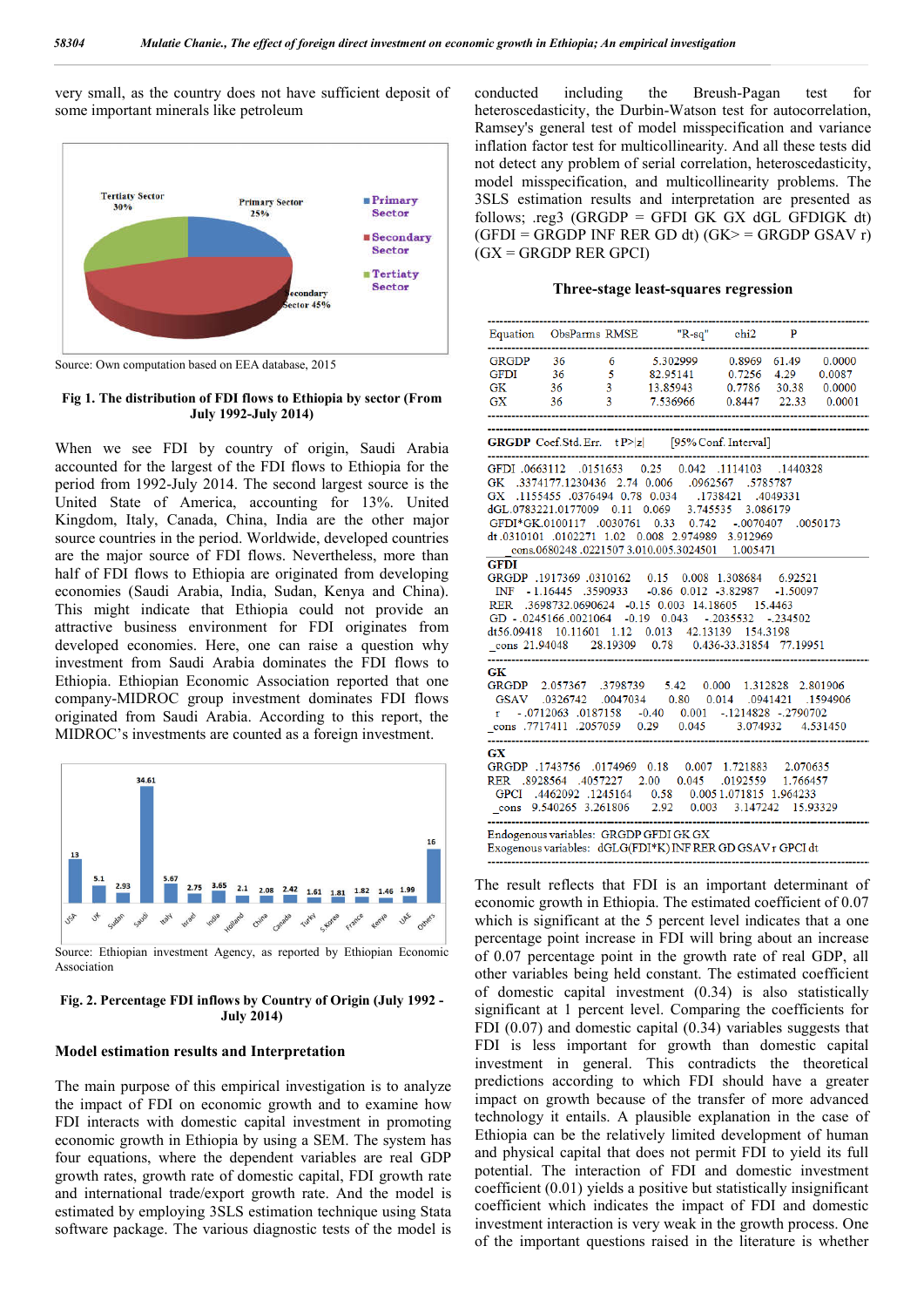very small, as the country does not have sufficient deposit of some important minerals like petroleum

Source: Own computation based on EEA database, 2015

**Fig 1. The distribution of FDI flows to Ethiopia by sector (From July 1992-July 2014)**

When we see FDI by country of origin, Saudi Arabia accounted for the largest of the FDI flows to Ethiopia for the period from 1992-July 2014. The second largest source is the United State of America, accounting for 13%. United Kingdom, Italy, Canada, China, India are the other major source countries in the period. Worldwide, developed countries are the major source of FDI flows. Nevertheless, more than half of FDI flows to Ethiopia are originated from developing economies (Saudi Arabia, India, Sudan, Kenya and China). This might indicate that Ethiopia could not provide an attractive business environment for FDI originates from developed economies. Here, one can raise a question why investment from Saudi Arabia dominates the FDI flows to Ethiopia. Ethiopian Economic Association reported that one company-MIDROC group investment dominates FDI flows originated from Saudi Arabia. According to this report, the MIDROC's investments are counted as a foreign investment.

Source: Ethiopian investment Agency, as reported by Ethiopian Economic Association

**Fig. 2. Percentage FDI inflows by Country of Origin (July 1992 - July 2014)**

## Model estimation results and Interpretation

The main purpose of this empirical investigation is to analyze the impact of FDI on economic growth and to examine how FDI interacts with domestic capital investment in promoting economic growth in Ethiopia by using a SEM. The system has four equations, where the dependent variables are real GDP growth rates, growth rate of domestic capital, FDI growth rate and international trade/export growth rate. And the model is estimated by employing 3SLS estimation technique using Stata software package. The various diagnostic tests of the model is conducted including the Breush-Pagan test for heteroscedasticity, the Durbin-Watson test for autocorrelation, Ramsey's general test of model misspecification and variance inflation factor test for multicollinearity. And all these tests did not detect any problem of serial correlation, heteroscedasticity, model misspecification, and multicollinearity problems. The 3SLS estimation results and interpretation are presented as follows; .reg3 (GRGDP = GFDI GK GX dGL GFDIGK dt) (GFDI = GRGDP INF RER GD dt) (GK> = GRGDP GSAV r) (GX = GRGDP RER GPCI)

**Three-stage least-squares regression**

| Equation | Obs | Parms | RMSE | "R-sq" | chi2 | P |
|---|---|---|---|---|---|---|
| GRGDP | 36 | 6 | 5.302999 | 0.8969 | 61.49 | 0.0000 |
| GFDI | 36 | 5 | 82.95141 | 0.7256 | 4.29 | 0.0087 |
| GK | 36 | 3 | 13.85943 | 0.7786 | 30.38 | 0.0000 |
| GX | 36 | 3 | 7.536966 | 0.8447 | 22.33 | 0.0001 |

| | Coef. | Std. Err. | t | P>\|z\| | [95% Conf. Interval] | |
|---|---|---|---|---|---|---|
| **GRGDP** | | | | | | |
| GFDI | .0663112 | .0151653 | 0.25 | 0.042 | .1114103 | .1440328 |
| GK | .3374177 | .1230436 | 2.74 | 0.006 | .0962567 | .5785787 |
| GX | .1155455 | .0376494 | 0.78 | 0.034 | .1738421 | .4049331 |
| dGL | .0783221 | .0177009 | 0.11 | 0.069 | 3.745535 | 3.086179 |
| GFDI*GK | .0100117 | .0030761 | 0.33 | 0.742 | -.0070407 | .0050173 |
| dt | .0310101 | .0102271 | 1.02 | 0.008 | 2.974989 | 3.912969 |
| _cons | .0680248 | .0221507 | 3.01 | 0.005 | .3024501 | 1.005471 |
| **GFDI** | | | | | | |
| GRGDP | .1917369 | .0310162 | 0.15 | 0.008 | 1.308684 | 6.92521 |
| INF | -1.16445 | .3590933 | -0.86 | 0.012 | -3.82987 | -1.50097 |
| RER | .3698732 | .0690624 | -0.15 | 0.003 | 14.18605 | 15.4463 |
| GD | -.0245166 | .0021064 | -0.19 | 0.043 | -.2035532 | -.234502 |
| dt | 56.09418 | 10.11601 | 1.12 | 0.013 | 42.13139 | 154.3198 |
| _cons | 21.94048 | 28.19309 | 0.78 | 0.436 | -33.31854 | 77.19951 |
| **GK** | | | | | | |
| GRGDP | 2.057367 | .3798739 | 5.42 | 0.000 | 1.312828 | 2.801906 |
| GSAV | .0326742 | .0047034 | 0.80 | 0.014 | .0941421 | .1594906 |
| r | -.0712063 | .0187158 | -0.40 | 0.001 | -.1214828 | -.2790702 |
| _cons | .7717411 | .2057059 | 0.29 | 0.045 | 3.074932 | 4.531450 |
| **GX** | | | | | | |
| GRGDP | .1743756 | .0174969 | 0.18 | 0.007 | 1.721883 | 2.070635 |
| RER | .8928564 | .4057227 | 2.00 | 0.045 | .0192559 | 1.766457 |
| GPCI | .4462092 | .1245164 | 0.58 | 0.005 | 1.071815 | 1.964233 |
| _cons | 9.540265 | 3.261806 | 2.92 | 0.003 | 3.147242 | 15.93329 |

Endogenous variables: GRGDP GFDI GK GX
Exogenous variables: dGLG(FDI*K) INF RER GD GSAV r GPCI dt

The result reflects that FDI is an important determinant of economic growth in Ethiopia. The estimated coefficient of 0.07 which is significant at the 5 percent level indicates that a one percentage point increase in FDI will bring about an increase of 0.07 percentage point in the growth rate of real GDP, all other variables being held constant. The estimated coefficient of domestic capital investment (0.34) is also statistically significant at 1 percent level. Comparing the coefficients for FDI (0.07) and domestic capital (0.34) variables suggests that FDI is less important for growth than domestic capital investment in general. This contradicts the theoretical predictions according to which FDI should have a greater impact on growth because of the transfer of more advanced technology it entails. A plausible explanation in the case of Ethiopia can be the relatively limited development of human and physical capital that does not permit FDI to yield its full potential. The interaction of FDI and domestic investment coefficient (0.01) yields a positive but statistically insignificant coefficient which indicates the impact of FDI and domestic investment interaction is very weak in the growth process. One of the important questions raised in the literature is whether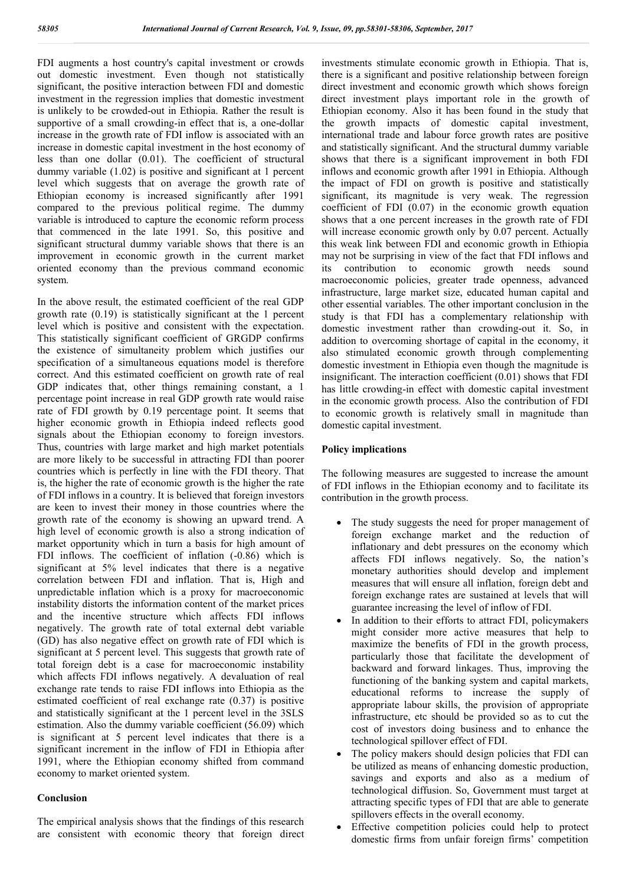FDI augments a host country's capital investment or crowds out domestic investment. Even though not statistically significant, the positive interaction between FDI and domestic investment in the regression implies that domestic investment is unlikely to be crowded-out in Ethiopia. Rather the result is supportive of a small crowding-in effect that is, a one-dollar increase in the growth rate of FDI inflow is associated with an increase in domestic capital investment in the host economy of less than one dollar (0.01). The coefficient of structural dummy variable (1.02) is positive and significant at 1 percent level which suggests that on average the growth rate of Ethiopian economy is increased significantly after 1991 compared to the previous political regime. The dummy variable is introduced to capture the economic reform process that commenced in the late 1991. So, this positive and significant structural dummy variable shows that there is an improvement in economic growth in the current market oriented economy than the previous command economic system.

In the above result, the estimated coefficient of the real GDP growth rate (0.19) is statistically significant at the 1 percent level which is positive and consistent with the expectation. This statistically significant coefficient of GRGDP confirms the existence of simultaneity problem which justifies our specification of a simultaneous equations model is therefore correct. And this estimated coefficient on growth rate of real GDP indicates that, other things remaining constant, a 1 percentage point increase in real GDP growth rate would raise rate of FDI growth by 0.19 percentage point. It seems that higher economic growth in Ethiopia indeed reflects good signals about the Ethiopian economy to foreign investors. Thus, countries with large market and high market potentials are more likely to be successful in attracting FDI than poorer countries which is perfectly in line with the FDI theory. That is, the higher the rate of economic growth is the higher the rate of FDI inflows in a country. It is believed that foreign investors are keen to invest their money in those countries where the growth rate of the economy is showing an upward trend. A high level of economic growth is also a strong indication of market opportunity which in turn a basis for high amount of FDI inflows. The coefficient of inflation (-0.86) which is significant at 5% level indicates that there is a negative correlation between FDI and inflation. That is, High and unpredictable inflation which is a proxy for macroeconomic instability distorts the information content of the market prices and the incentive structure which affects FDI inflows negatively. The growth rate of total external debt variable (GD) has also negative effect on growth rate of FDI which is significant at 5 percent level. This suggests that growth rate of total foreign debt is a case for macroeconomic instability which affects FDI inflows negatively. A devaluation of real exchange rate tends to raise FDI inflows into Ethiopia as the estimated coefficient of real exchange rate (0.37) is positive and statistically significant at the 1 percent level in the 3SLS estimation. Also the dummy variable coefficient (56.09) which is significant at 5 percent level indicates that there is a significant increment in the inflow of FDI in Ethiopia after 1991, where the Ethiopian economy shifted from command economy to market oriented system.

## Conclusion

The empirical analysis shows that the findings of this research are consistent with economic theory that foreign direct investments stimulate economic growth in Ethiopia. That is, there is a significant and positive relationship between foreign direct investment and economic growth which shows foreign direct investment plays important role in the growth of Ethiopian economy. Also it has been found in the study that the growth impacts of domestic capital investment, international trade and labour force growth rates are positive and statistically significant. And the structural dummy variable shows that there is a significant improvement in both FDI inflows and economic growth after 1991 in Ethiopia. Although the impact of FDI on growth is positive and statistically significant, its magnitude is very weak. The regression coefficient of FDI (0.07) in the economic growth equation shows that a one percent increases in the growth rate of FDI will increase economic growth only by 0.07 percent. Actually this weak link between FDI and economic growth in Ethiopia may not be surprising in view of the fact that FDI inflows and its contribution to economic growth needs sound macroeconomic policies, greater trade openness, advanced infrastructure, large market size, educated human capital and other essential variables. The other important conclusion in the study is that FDI has a complementary relationship with domestic investment rather than crowding-out it. So, in addition to overcoming shortage of capital in the economy, it also stimulated economic growth through complementing domestic investment in Ethiopia even though the magnitude is insignificant. The interaction coefficient (0.01) shows that FDI has little crowding-in effect with domestic capital investment in the economic growth process. Also the contribution of FDI to economic growth is relatively small in magnitude than domestic capital investment.

## Policy implications

The following measures are suggested to increase the amount of FDI inflows in the Ethiopian economy and to facilitate its contribution in the growth process.

- The study suggests the need for proper management of foreign exchange market and the reduction of inflationary and debt pressures on the economy which affects FDI inflows negatively. So, the nation's monetary authorities should develop and implement measures that will ensure all inflation, foreign debt and foreign exchange rates are sustained at levels that will guarantee increasing the level of inflow of FDI.
- In addition to their efforts to attract FDI, policymakers might consider more active measures that help to maximize the benefits of FDI in the growth process, particularly those that facilitate the development of backward and forward linkages. Thus, improving the functioning of the banking system and capital markets, educational reforms to increase the supply of appropriate labour skills, the provision of appropriate infrastructure, etc should be provided so as to cut the cost of investors doing business and to enhance the technological spillover effect of FDI.
- The policy makers should design policies that FDI can be utilized as means of enhancing domestic production, savings and exports and also as a medium of technological diffusion. So, Government must target at attracting specific types of FDI that are able to generate spillovers effects in the overall economy.
- Effective competition policies could help to protect domestic firms from unfair foreign firms' competition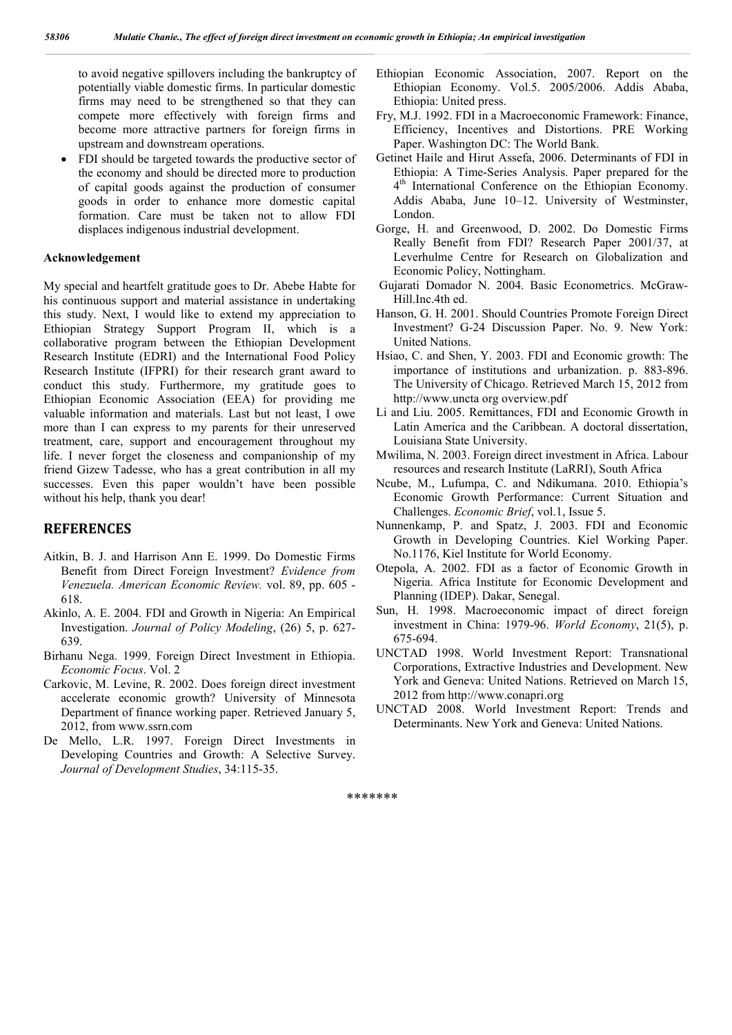to avoid negative spillovers including the bankruptcy of potentially viable domestic firms. In particular domestic firms may need to be strengthened so that they can compete more effectively with foreign firms and become more attractive partners for foreign firms in upstream and downstream operations.

- FDI should be targeted towards the productive sector of the economy and should be directed more to production of capital goods against the production of consumer goods in order to enhance more domestic capital formation. Care must be taken not to allow FDI displaces indigenous industrial development.

### Acknowledgement

My special and heartfelt gratitude goes to Dr. Abebe Habte for his continuous support and material assistance in undertaking this study. Next, I would like to extend my appreciation to Ethiopian Strategy Support Program II, which is a collaborative program between the Ethiopian Development Research Institute (EDRI) and the International Food Policy Research Institute (IFPRI) for their research grant award to conduct this study. Furthermore, my gratitude goes to Ethiopian Economic Association (EEA) for providing me valuable information and materials. Last but not least, I owe more than I can express to my parents for their unreserved treatment, care, support and encouragement throughout my life. I never forget the closeness and companionship of my friend Gizew Tadesse, who has a great contribution in all my successes. Even this paper wouldn't have been possible without his help, thank you dear!

## REFERENCES

Aitkin, B. J. and Harrison Ann E. 1999. Do Domestic Firms Benefit from Direct Foreign Investment? *Evidence from Venezuela. American Economic Review.* vol. 89, pp. 605 - 618.

Akinlo, A. E. 2004. FDI and Growth in Nigeria: An Empirical Investigation. *Journal of Policy Modeling*, (26) 5, p. 627-639.

Birhanu Nega. 1999. Foreign Direct Investment in Ethiopia. *Economic Focus*. Vol. 2

Carkovic, M. Levine, R. 2002. Does foreign direct investment accelerate economic growth? University of Minnesota Department of finance working paper. Retrieved January 5, 2012, from www.ssrn.com

De Mello, L.R. 1997. Foreign Direct Investments in Developing Countries and Growth: A Selective Survey. *Journal of Development Studies*, 34:115-35.

Ethiopian Economic Association, 2007. Report on the Ethiopian Economy. Vol.5. 2005/2006. Addis Ababa, Ethiopia: United press.

Fry, M.J. 1992. FDI in a Macroeconomic Framework: Finance, Efficiency, Incentives and Distortions. PRE Working Paper. Washington DC: The World Bank.

Getinet Haile and Hirut Assefa, 2006. Determinants of FDI in Ethiopia: A Time-Series Analysis. Paper prepared for the 4th International Conference on the Ethiopian Economy. Addis Ababa, June 10–12. University of Westminster, London.

Gorge, H. and Greenwood, D. 2002. Do Domestic Firms Really Benefit from FDI? Research Paper 2001/37, at Leverhulme Centre for Research on Globalization and Economic Policy, Nottingham.

Gujarati Domador N. 2004. Basic Econometrics. McGraw-Hill.Inc.4th ed.

Hanson, G. H. 2001. Should Countries Promote Foreign Direct Investment? G-24 Discussion Paper. No. 9. New York: United Nations.

Hsiao, C. and Shen, Y. 2003. FDI and Economic growth: The importance of institutions and urbanization. p. 883-896. The University of Chicago. Retrieved March 15, 2012 from http://www.uncta org overview.pdf

Li and Liu. 2005. Remittances, FDI and Economic Growth in Latin America and the Caribbean. A doctoral dissertation, Louisiana State University.

Mwilima, N. 2003. Foreign direct investment in Africa. Labour resources and research Institute (LaRRI), South Africa

Ncube, M., Lufumpa, C. and Ndikumana. 2010. Ethiopia's Economic Growth Performance: Current Situation and Challenges. *Economic Brief*, vol.1, Issue 5.

Nunnenkamp, P. and Spatz, J. 2003. FDI and Economic Growth in Developing Countries. Kiel Working Paper. No.1176, Kiel Institute for World Economy.

Otepola, A. 2002. FDI as a factor of Economic Growth in Nigeria. Africa Institute for Economic Development and Planning (IDEP). Dakar, Senegal.

Sun, H. 1998. Macroeconomic impact of direct foreign investment in China: 1979-96. *World Economy*, 21(5), p. 675-694.

UNCTAD 1998. World Investment Report: Transnational Corporations, Extractive Industries and Development. New York and Geneva: United Nations. Retrieved on March 15, 2012 from http://www.conapri.org

UNCTAD 2008. World Investment Report: Trends and Determinants. New York and Geneva: United Nations.

*******